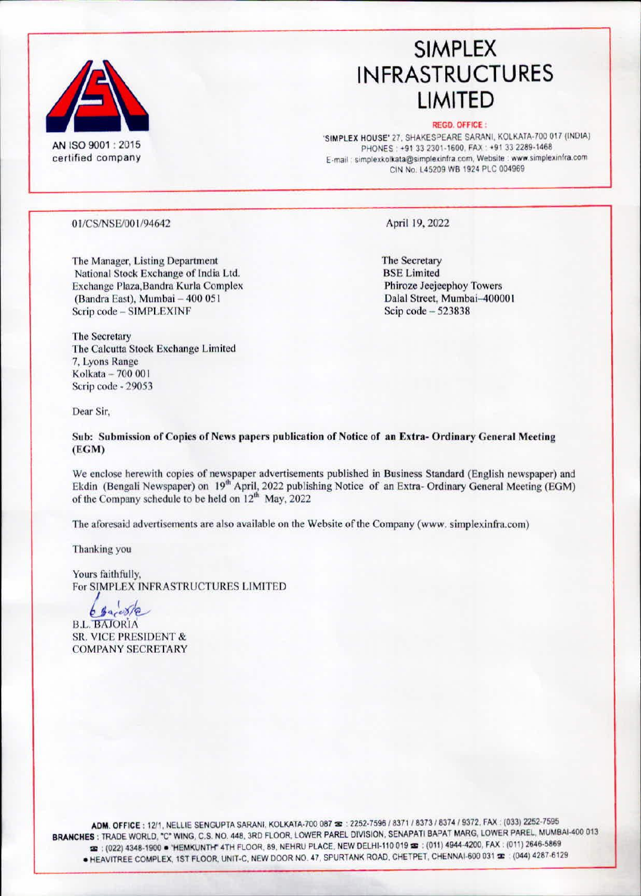# SIMPLEX INFRASTRUCTURES LIMITED

AN ISO 9001 : 2015 certified company

**REGD. OFFICE :**
'SIMPLEX HOUSE' 27, SHAKESPEARE SARANI, KOLKATA-700 017 (INDIA)
PHONES : +91 33 2301-1600, FAX : +91 33 2289-1468
E-mail : simplexkolkata@simplexinfra.com, Website : www.simplexinfra.com
CIN No. L45209 WB 1924 PLC 004969

01/CS/NSE/001/94642

April 19, 2022

The Manager, Listing Department
National Stock Exchange of India Ltd.
Exchange Plaza,Bandra Kurla Complex
(Bandra East), Mumbai – 400 051
Scrip code – SIMPLEXINF

The Secretary
BSE Limited
Phiroze Jeejeephoy Towers
Dalal Street, Mumbai–400001
Scip code – 523838

The Secretary
The Calcutta Stock Exchange Limited
7, Lyons Range
Kolkata – 700 001
Scrip code - 29053

Dear Sir,

**Sub: Submission of Copies of News papers publication of Notice of an Extra- Ordinary General Meeting (EGM)**

We enclose herewith copies of newspaper advertisements published in Business Standard (English newspaper) and Ekdin (Bengali Newspaper) on 19th April, 2022 publishing Notice of an Extra- Ordinary General Meeting (EGM) of the Company schedule to be held on 12th May, 2022

The aforesaid advertisements are also available on the Website of the Company (www. simplexinfra.com)

Thanking you

Yours faithfully,
For SIMPLEX INFRASTRUCTURES LIMITED

B.L. BAJORIA
SR. VICE PRESIDENT &
COMPANY SECRETARY

**ADM. OFFICE** : 12/1, NELLIE SENGUPTA SARANI, KOLKATA-700 087 ☎ : 2252-7596 / 8371 / 8373 / 8374 / 9372, FAX : (033) 2252-7595
**BRANCHES** : TRADE WORLD, "C" WING, C.S. NO. 448, 3RD FLOOR, LOWER PAREL DIVISION, SENAPATI BAPAT MARG, LOWER PAREL, MUMBAI-400 013 ☎ : (022) 4348-1900 • 'HEMKUNTH' 4TH FLOOR, 89, NEHRU PLACE, NEW DELHI-110 019 ☎ : (011) 4944-4200, FAX : (011) 2646-5869 • HEAVITREE COMPLEX, 1ST FLOOR, UNIT-C, NEW DOOR NO. 47, SPURTANK ROAD, CHETPET, CHENNAI-600 031 ☎ : (044) 4287-6129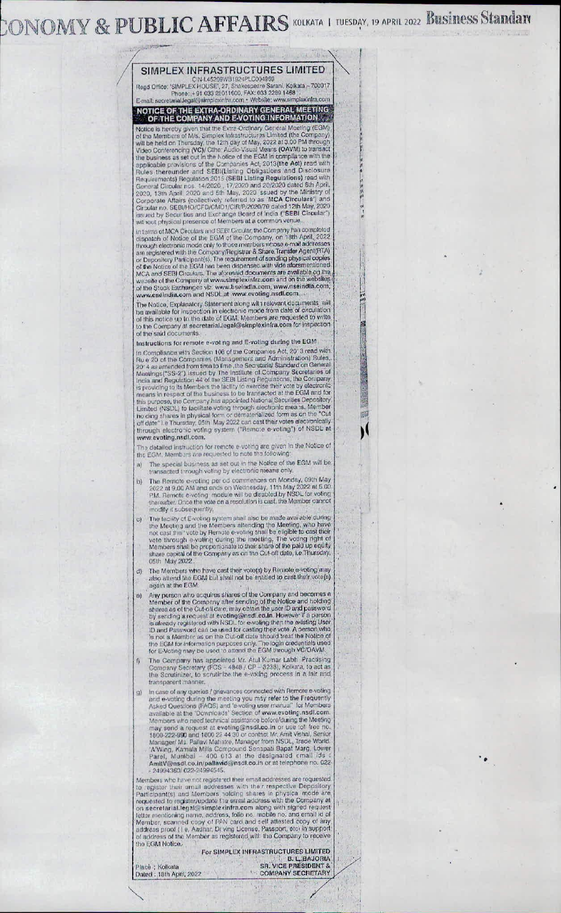# SIMPLEX INFRASTRUCTURES LIMITED

CIN-L45209WB1924PLC004969

Regd Office: 'SIMPLEX HOUSE', 27, Shakespeare Sarani, Kolkata – 700017

Phone: + 91 033 23011600, FAX: 033 2289 1468

E-mail: secretarial.legal@simplexinfra.com • Website: www.simplexinfra.com

## NOTICE OF THE EXTRA-ORDINARY GENERAL MEETING OF THE COMPANY AND E-VOTING INFORMATION

Notice is hereby given that the Extra-Ordinary General Meeting (EGM) of the Members of M/s. Simplex Infrastructures Limited (the Company) will be held on Thursday, the 12th day of May, 2022 at 3.00 PM through Video Conferencing (VC)/ Other Audio-Visual Means (OAVM) to transact the business as set out in the Notice of the EGM in compliance with the applicable provisions of the Companies Act, 2013(the Act) read with Rules thereunder and SEBI(Listing Obligations and Disclosure Requirements) Regulation 2015 (SEBI Listing Regulations) read with General Circular nos. 14/2020 , 17/2020 and 20/2020 dated 8th April, 2020, 13th April 2020 and 5th May, 2020 issued by the Ministry of Corporate Affairs (collectively referred to as 'MCA Circulars') and Circular no. SEBI/HO/CFD/CMD1/CIR/P/2020/79 dated 12th May, 2020 issued by Securities and Exchange Board of India ("SEBI Circular") without physical presence of Members at a common venue.

In terms of MCA Circulars and SEBI Circular, the Company has completed dispatch of Notice of the EGM of the Company, on 18th April, 2022 through electronic mode only to those members whose e-mail addresses are registered with the Company/Registrar & Share Transfer Agent(RTA) or Depository Participant(s). The requirement of sending physical copies of the Notice of the EGM has been dispensed with vide aforementioned MCA and SEBI Circulars. The aforesaid documents are available on the website of the Company at www.simplexinfra.com and on the websites of the Stock Exchanges viz: www.bseindia.com, www.nseindia.com, www.cseindia.com and NSDL at www.evoting.nsdl.com.

The Notice, Explanatory Statement along with relevant documents will be available for inspection in electronic mode from date of circulation of this notice up to the date of EGM. Members are requested to write to the Company at secretarial.legal@simplexinfra.com for inspection of the said documents.

**Instructions for remote e-voting and E-voting during the EGM**

In Compliance with Section 108 of the Companies Act, 2013 read with Rule 20 of the Companies (Management and Administration) Rules, 2014 as amended from time to time, the Secretarial Standard on General Meetings ("SS-2") issued by The Institute of Company Secretaries of India and Regulation 44 of the SEBI Listing Regulations, the Company is providing to its Members the facility to exercise their vote by electronic means in respect of the business to be transacted at the EGM and for this purpose, the Company has appointed National Securities Depository Limited (NSDL) to facilitate voting through electronic means. Member holding shares in physical form or dematerialized form as on the "Cut off date" i.e Thursday, 05th May 2022 can cast their votes electronically through electronic voting system ("Remote e-voting") of NSDL at www.evoting.nsdl.com.

The detailed instruction for remote e-voting are given in the Notice of the EGM. Members are requested to note the following:

a) The special business as set out in the Notice of the EGM will be transacted through voting by electronic means only.

b) The Remote e-voting period commences on Monday, 09th May 2022 at 9.00 AM and ends on Wednesday, 11th May 2022 at 5.00 PM. Remote e-voting module will be disabled by NSDL for voting thereafter. Once the vote on a resolution is cast, the Member cannot modify it subsequently.

c) The facility of E-voting system shall also be made available during the Meeting and the Members attending the Meeting, who have not cast their vote by Remote e-voting shall be eligible to cast their vote through e-voting during the meeting. The voting right of Members shall be proportionate to their share of the paid up equity share capital of the Company as on the Cut-off date, i.e Thursday, 05th May 2022.

d) The Members who have cast their vote(s) by Remote e-voting may also attend the EGM but shall not be entitled to cast their vote(s) again at the EGM.

e) Any person who acquires shares of the Company and becomes a Member of the Company after sending of the Notice and holding shares as of the Cut-off date, may obtain the user ID and password by sending a request at evoting@nsdl.co.in. However if a person is already registered with NSDL for e-voting then the existing User ID and Password can be used for casting their vote. A person who is not a Member as on the Cut-off date should treat the Notice of the EGM for information purposes only. The login credentials used for E-Voting may be used to attend the EGM through VC/OAVM.

f) The Company has appointed Mr. Atul Kumar Labh, Practising Company Secretary (FCS - 4848 / CP - 3238), Kolkata, to act as the Scrutinizer, to scrutinize the e-voting process in a fair and transparent manner.

g) In case of any queries / grievances connected with Remote e-voting and e-voting during the meeting you may refer to the Frequently Asked Questions (FAQS) and 'e-voting user manual' for Members available at the 'Downloads' Section of www.evoting.nsdl.com. Members who need technical assistance before/during the Meeting may send a request at evoting@nsdl.co.in or use toll free no. 1800-222-990 and 1800 22 44 30 or contact Mr. Amit Vishal, Senior Manager/ Ms. Pallavi Mhatre, Manager from NSDL, Trade World, 'A'Wing, Kamala Mills Compound Senapati Bapat Marg, Lower Parel, Mumbai - 400 013 at the designated email ids: AmitV@nsdl.co.in/pallavid@nsdl.co.in or at telephone no. 022-24994360/ 022-24994545.

Members who have not registered their email addresses are requested to register their email addresses with their respective Depository Participant(s) and Members holding shares in physical mode are requested to register/update the email address with the Company at on secretarial.legal@simplexinfra.com along with signed request letter mentioning name, address, folio no. mobile no. and email id of Member, scanned copy of PAN card and self attested copy of any address proof (i.e. Aadhar, Driving License, Passport, etc) in support of address of the Member as registered with the Company to receive the EGM Notice.

For SIMPLEX INFRASTRUCTURES LIMITED

B. L. BAJORIA

SR. VICE PRESIDENT & COMPANY SECRETARY

Place : Kolkata

Dated : 18th April, 2022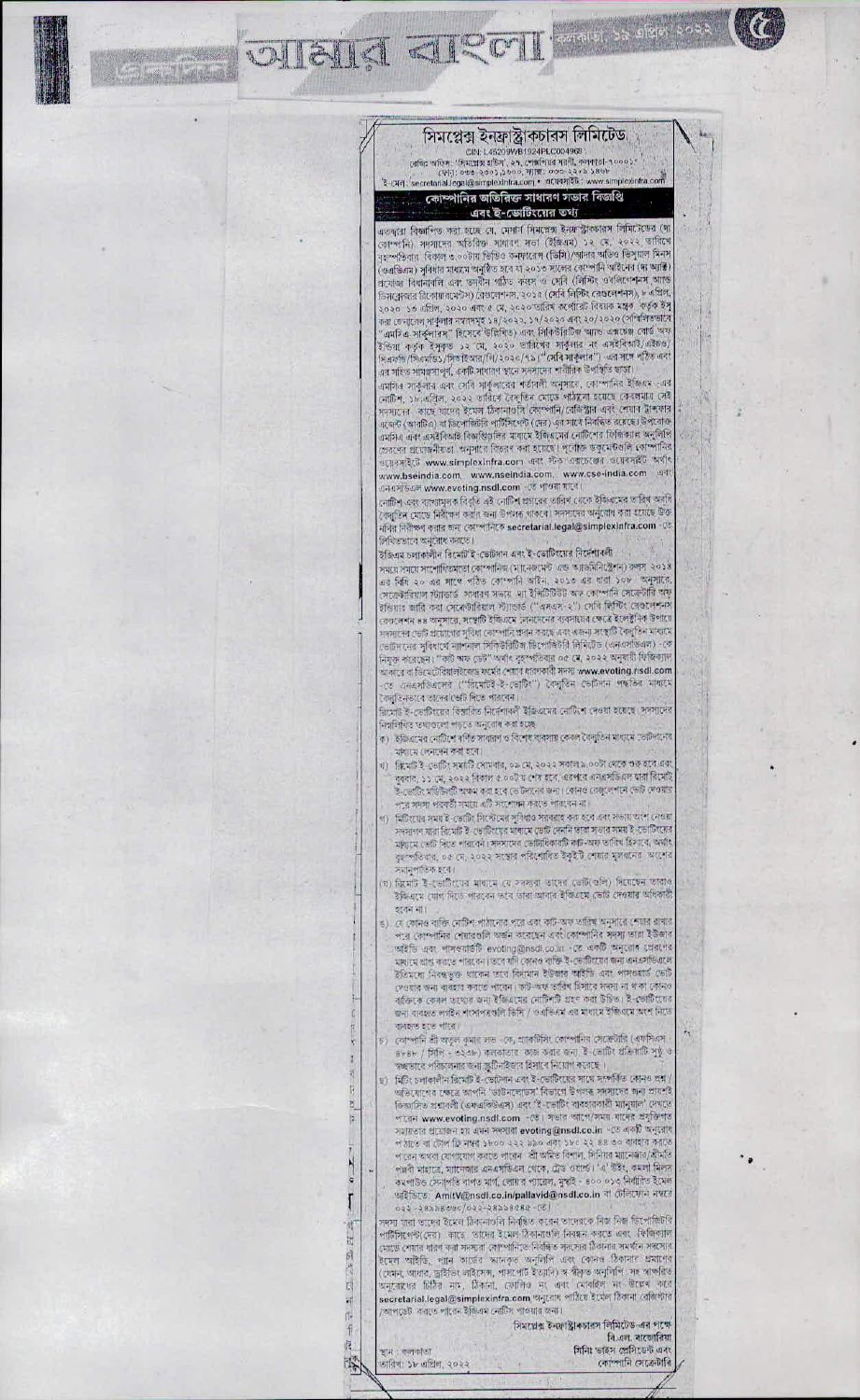# সিমপ্লেক্স ইনফ্রাস্ট্রাকচারস লিমিটেড

CIN: L45209WB1924PLC004969

রেজিঃ অফিস: 'সিমপ্লেক্স হাউস', ২৭, শেক্সপিয়র সরণী, কলকাতা-৭০০০১৭

ফোন: ০৩৩-২৩০১১৬০০, ফ্যাক্স: ০৩৩-২২৮৩ ১৪৩৮

ই-মেল: secretarial.legal@simplexinfra.com • ওয়েবসাইট: www.simplexinfra.com

## কোম্পানির অতিরিক্ত সাধারণ সভার বিজ্ঞপ্তি এবং ই-ভোটিংয়ের তথ্য

এতদ্বারা বিজ্ঞপ্তি দেওয়া হচ্ছে যে, মেসার্স সিমপ্লেক্স ইনফ্রাস্ট্রাকচারস লিমিটেডের (দ্য কোম্পানি) সদস্যদের অতিরিক্ত সাধারণ সভা (ইজিএম) ১২ মে, ২০২২ তারিখে বৃহস্পতিবার বিকাল ৩.০০টায় ভিডিও কনফারেন্স (ভিসি)/অন্যান্য অডিও ভিসুয়াল মিনস (ওএভিএম) সুবিধার মাধ্যমে অনুষ্ঠিত হবে যা ২০১৩ সালের কোম্পানি আইনের (দ্য অ্যাক্ট) প্রযোজ্য বিধানাবলি এবং তাদের অধীনে গঠিত রুলস ও সেবি (লিস্টিং অবলিগেশনস অ্যান্ড ডিসক্লোজার রিকোয়ারমেন্টস) রেগুলেশনস, ২০১৫ (সেবি লিস্টিং রেগুলেশনস), ৮ এপ্রিল, ২০২০, ১৩ এপ্রিল, ২০২০ এবং ৫ মে, ২০২০ তারিখের কর্পোরেট বিষয়ক মন্ত্রক কর্তৃক ইস্যু করা জেনারেল সার্কুলার নম্বরসমূহ ১৪/২০২০, ১৭/২০২০ এবং ২০/২০২০ (সম্মিলিতভাবে "এমসিএ সার্কুলারস" হিসেবে উল্লিখিত) এবং সিকিউরিটিজ অ্যান্ড এক্সচেঞ্জ বোর্ড অফ ইন্ডিয়া কর্তৃক ইস্যুকৃত ১২ মে, ২০২০ তারিখের সার্কুলার নং সেবি/এইচও/সিএফডি/সিএমডি১/সিআইআর/পি/২০২০/৭৯ ("সেবি সার্কুলার") এর সাথে পঠিত এবং এর সাথে সামঞ্জস্যপূর্ণ, একটি সাধারণ স্থানে সদস্যদের শারীরিক উপস্থিতি ছাড়াই।

এমসিএ সার্কুলার এবং সেবি সার্কুলারের শর্তাবলী অনুসারে, কোম্পানির ইজিএম এর নোটিশ, ১৮ এপ্রিল, ২০২২ তারিখে বৈদ্যুতিন মোডে পাঠানো হয়েছে কেবলমাত্র সেই সদস্যদের কাছে যাদের ইমেল ঠিকানাগুলি কোম্পানি/রেজিস্ট্রার এবং শেয়ার ট্রান্সফার এজেন্ট (আরটিএ) বা ডিপোজিটরি পার্টিসিপেন্ট (ডিপি) এর সাথে নিবন্ধিত রয়েছে। উপরোক্ত এমসিএ এবং এসইবিআই বিজ্ঞপ্তিগুলির মাধ্যমে ইজিএমের নোটিশের ফিজিক্যাল অনুলিপি প্রেরণের প্রয়োজনীয়তা অনুসারে বিতরণ করা হয়েছে। প্রাগুক্ত ডকুমেন্টগুলি কোম্পানির ওয়েবসাইট www.simplexinfra.com এবং স্টক এক্সচেঞ্জের ওয়েবসাইট অর্থাৎ www.bseindia.com, www.nseindia.com, www.cse-india.com এবং এনএসডিএল www.evoting.nsdl.com -তে পাওয়া যাবে।

নোটিশ এবং ব্যাখ্যামূলক বিবৃতি এই নোটিশ প্রচারের তারিখ থেকে ইজিএমের তারিখ অবধি বৈদ্যুতিন মোডে নিরীক্ষণ করার জন্য উপলব্ধ থাকবে। সদস্যদের অনুরোধ করা হয়েছে উক্ত নথির নিরীক্ষণ করার জন্য কোম্পানিকে secretarial.legal@simplexinfra.com -তে লিখিতভাবে অনুরোধ করতে।

**ইজিএম চলাকালীন রিমোট ই-ভোটিং এবং ই-ভোটিংয়ের নির্দেশাবলী**

সময়ে সময়ে সংশোধিতমতো কোম্পানিজ (ম্যানেজমেন্ট অ্যান্ড অ্যাডমিনিস্ট্রেশন) রুলস ২০১৪ এর বিধি ২০ এর সাথে পঠিত কোম্পানি আইন, ২০১৩ এর ধারা ১০৮ অনুসারে, সেক্রেটারিয়াল স্ট্যান্ডার্ড সাধারণ সভায় যা ইনস্টিটিউট অফ কোম্পানি সেক্রেটারি অফ ইন্ডিয়ার জারি করা সেক্রেটারিয়াল স্ট্যান্ডার্ড ("এসএস-২") সেবি লিস্টিং রেগুলেশনস রেগুলেশন ৪৪ অনুসারে, সংস্থাটি ইজিএমে লেনদেনের ব্যবসায়ের ক্ষেত্রে ইলেক্ট্রিক উপায়ে সদস্যদের ভোট প্রয়োগের সুবিধা কোম্পানি প্রদান করছে এবং এজন্য সংস্থাটি বৈদ্যুতিন মাধ্যমে ভোটিংয়ের সুবিধার্থে ন্যাশনাল সিকিউরিটিজ ডিপোজিটরি লিমিটেড (এনএসডিএল) -কে নিযুক্ত করেছেন। "কাট অফ ডেট" অর্থাৎ বৃহস্পতিবার ০৫ মে, ২০২২ অনুযায়ী ফিজিক্যাল আকারে বা ডিমেটেরিয়ালাইজড ফর্মে শেয়ার ধারণকারী সদস্য www.evoting.nsdl.com -তে এনএসডিএলের ("রিমোট ই-ভোটিং") বৈদ্যুতিন ভোটিং পদ্ধতির মাধ্যমে বৈদ্যুতিনভাবে তাদের ভোট দিতে পারবেন।

রিমোট ই-ভোটিংয়ের বিস্তারিত নির্দেশাবলী ইজিএমের নোটিশে দেওয়া হয়েছে। সদস্যদের নিম্নলিখিত তথ্যগুলো পড়তে অনুরোধ করা হচ্ছে:

ক) ইজিএমের নোটিশে বর্ণিত সাধারণ ও বিশেষ ব্যবসায় কেবল বৈদ্যুতিন মাধ্যমে ভোটিংয়ের মাধ্যমে লেনদেন করা হবে।

খ) রিমোট ই-ভোটিং সময়টি সোমবার, ০৯ মে, ২০২২ সকাল ৯.০০টা থেকে শুরু হবে এবং বুধবার, ১১ মে, ২০২২ বিকাল ৫.০০টায় শেষ হবে, এরপরে এনএসডিএল দ্বারা রিমোট ই-ভোটিং মডিউলটি অক্ষম করা হবে ভোটদানের জন্য। কোনও রেজুলেশনে ভোট দেওয়ার পরে সদস্য পরবর্তী সময়ে এটি সংশোধন করতে পারবেন না।

গ) মিটিংয়ের সময় ই-ভোটিং সিস্টেমের সুবিধাও সরবরাহ করা হবে এবং সভায় অংশ নেওয়া সদস্যদের যারা রিমোট ই-ভোটিংয়ের মাধ্যমে ভোট দেননি তারা সভার সময় ই-ভোটিংয়ের মাধ্যমে ভোট দিতে পারবেন। সদস্যদের ভোটাধিকারটি কাট-অফ তারিখ হিসাবে, অর্থাৎ বৃহস্পতিবার, ০৫ মে, ২০২২ সংস্থার পরিশোধিত ইকুইটি শেয়ার মূলধনের অংশের সমানুপাতিক হবে।

ঘ) রিমোট ই-ভোটিংয়ের মাধ্যমে যে সদস্যরা তাদের ভোট(গুলি) দিয়েছেন তারাও ইজিএমে যোগ দিতে পারবেন তবে তারা আবার ইজিএমে ভোট দেওয়ার অধিকারী হবেন না।

ঙ) যে কোনও ব্যক্তি নোটিশ পাঠানোর পরে এবং কাট-অফ তারিখ অনুসারে শেয়ার ধারণ পত্র কোম্পানির শেয়ারগুলি অর্জন করেছেন এবং কোম্পানির সদস্য তারা ইউজার আইডি এবং পাসওয়ার্ডটি evoting@nsdl.co.in -তে একটি অনুরোধ প্রেরণের মাধ্যমে প্রাপ্ত করতে পারবেন। তবে যদি কোনও ব্যক্তি ই-ভোটিংয়ের জন্য এনএসডিএলে ইতিমধ্যে নিবন্ধভুক্ত থাকেন তবে বিদ্যমান ইউজার আইডি এবং পাসওয়ার্ড ভোট দেওয়ার জন্য ব্যবহার করতে পারেন। কাট-অফ তারিখ হিসাবে সদস্য না থাকা কোনও ব্যক্তিকে কেবল তথ্যের জন্য ইজিএমের নোটিশটি গ্রহণ করা উচিত। ই-ভোটিংয়ের জন্য ব্যবহৃত লগইন শংসাপত্রগুলি ভিসি / ওএভিএম এর মাধ্যমে ইজিএমে অংশ নিতে ব্যবহৃত হতে পারে।

চ) কোম্পানি শ্রী অতুল কুমার লাভ -কে, প্র্যাকটিসিং কোম্পানির সেক্রেটারি (এফসিএস - ৪৩৪৮ / সিপি - ৩২৩৮) কলকাতার কাজ করার জন্য ই-ভোটিং প্রক্রিয়াটি সুষ্ঠু ও স্বচ্ছভাবে পরিচালনার জন্য স্ক্রুটিনাইজার হিসাবে নিয়োগ করেছে।

ছ) মিটিং চলাকালীন রিমোট ই-ভোটিং এবং ই-ভোটিংয়ের সাথে সম্পর্কিত কোনও প্রশ্ন / অভিযোগের ক্ষেত্রে আপনি 'ডাউনলোডস' বিভাগে উপলব্ধ সদস্যদের জন্য প্রায়শই জিজ্ঞাসিত প্রশ্নাবলী (এফএকিউএস) এবং 'ই-ভোটিং ব্যবহারকারী ম্যানুয়াল' দেখতে পারেন www.evoting.nsdl.com -তে। সভার আগে/সময় যাদের প্রযুক্তিগত সহায়তার প্রয়োজন হয় এমন সদস্যরা evoting@nsdl.co.in -তে একটি অনুরোধ পাঠাতে বা টোল ফ্রি নম্বর ১৮০০ ২২২ ৯৯০ এবং ১৮০ ২২ ৪৪ ৩০ ব্যবহার করতে পারেন অথবা যোগাযোগ করতে পারেন শ্রী অমিত বিশাল, সিনিয়র ম্যানেজার/শ্রীমতি পল্লবী মাহাত্রে, ম্যানেজার এনএসডিএল থেকে, ট্রেড ওয়ার্ল্ড, 'এ' উইং, কমলা মিলস কমপাউন্ড সেনাপতি বাপত মার্গ, লোয়ার প্যারেল, মুম্বাই - ৪০০ ০১৩ নির্ধারিত ইমেল আইডিতে: AmitV@nsdl.co.in/pallavid@nsdl.co.in বা টেলিফোন নম্বরে ০২২-২৪৯৯৪৩৬০/০২২-২৪৯৯৪৫৪৫ -তে।

সদস্য যারা তাদের ইমেল ঠিকানাগুলি নিবন্ধিত করেননি তাদেরকে নিজ নিজ ডিপোজিটরি পার্টিসিপেন্ট (ডিপি) কাছে তাদের ইমেল ঠিকানাগুলি নিবন্ধন করতে এবং ফিজিক্যাল মোডে শেয়ার ধারণ করা সদস্যরা কোম্পানিতে নিবন্ধিত সদস্যের ঠিকানার সমর্থনে সদস্যের ইমেল আইডি, প্যান কার্ডের স্বপ্রত্যয়িত অনুলিপি এবং কোনও ঠিকানার প্রমাণের (যেমন, আধার, ড্রাইভিং লাইসেন্স, পাসপোর্ট ইত্যাদি) স্ব-স্বীকৃত অনুলিপি সহ স্বাক্ষরিত অনুরোধের চিঠির নাম, ঠিকানা, ফোলিও নং এবং মোবাইল নং উল্লেখ করে secretarial.legal@simplexinfra.com অনুরোধ পাঠিয়ে ইমেল ঠিকানা রেজিস্টার/আপডেট করতে পারেন ইজিএম নোটিশ পাওয়ার জন্য।

সিমপ্লেক্স ইনফ্রাস্ট্রাকচারস লিমিটেড-এর পক্ষে

বি.এল. বাজোরিয়া

সিনিয়র ভাইস প্রেসিডেন্ট এবং

কোম্পানি সেক্রেটারি

স্থান: কলকাতা

তারিখ: ১৮ এপ্রিল, ২০২২